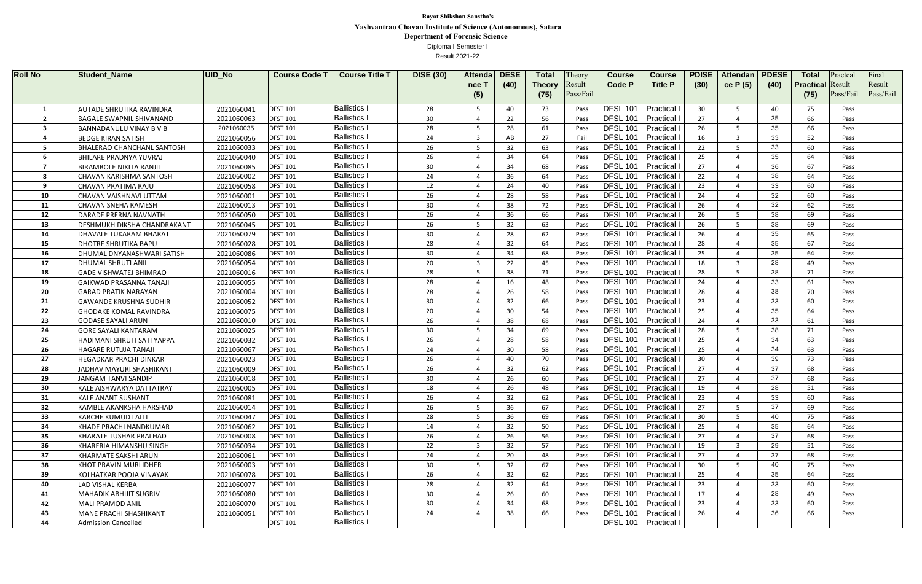**Rayat Shikshan Sanstha's**

**Yashvantrao Chavan Institute of Science (Autonomous), Satara**

**Depertment of Forensic Science**

Diploma I Semester I

Result 2021-22

| Roll No | Student_Name | UID_No | Course Code T | Course Title T | DISE (30) | Attendance T (5) | DESE (40) | Total Theory (75) | Theory Result Pass/Fail | Course Code P | Course Title P | PDISE (30) | Attendance P (5) | PDESE (40) | Total Practical (75) | Practcal Result Pass/Fail | Final Result Pass/Fail |
|---|---|---|---|---|---|---|---|---|---|---|---|---|---|---|---|---|---|
| 1 | AUTADE SHRUTIKA RAVINDRA | 2021060041 | DFST 101 | Ballistics I | 28 | 5 | 40 | 73 | Pass | DFSL 101 | Practical I | 30 | 5 | 40 | 75 | Pass | |
| 2 | BAGALE SWAPNIL SHIVANAND | 2021060063 | DFST 101 | Ballistics I | 30 | 4 | 22 | 56 | Pass | DFSL 101 | Practical I | 27 | 4 | 35 | 66 | Pass | |
| 3 | BANNADANULU VINAY B V B | 2021060035 | DFST 101 | Ballistics I | 28 | 5 | 28 | 61 | Pass | DFSL 101 | Practical I | 26 | 5 | 35 | 66 | Pass | |
| 4 | BEDGE KIRAN SATISH | 2021060056 | DFST 101 | Ballistics I | 24 | 3 | AB | 27 | Fail | DFSL 101 | Practical I | 16 | 3 | 33 | 52 | Pass | |
| 5 | BHALERAO CHANCHANL SANTOSH | 2021060033 | DFST 101 | Ballistics I | 26 | 5 | 32 | 63 | Pass | DFSL 101 | Practical I | 22 | 5 | 33 | 60 | Pass | |
| 6 | BHILARE PRADNYA YUVRAJ | 2021060040 | DFST 101 | Ballistics I | 26 | 4 | 34 | 64 | Pass | DFSL 101 | Practical I | 25 | 4 | 35 | 64 | Pass | |
| 7 | BIRAMBOLE NIKITA RANJIT | 2021060085 | DFST 101 | Ballistics I | 30 | 4 | 34 | 68 | Pass | DFSL 101 | Practical I | 27 | 4 | 36 | 67 | Pass | |
| 8 | CHAVAN KARISHMA SANTOSH | 2021060002 | DFST 101 | Ballistics I | 24 | 4 | 36 | 64 | Pass | DFSL 101 | Practical I | 22 | 4 | 38 | 64 | Pass | |
| 9 | CHAVAN PRATIMA RAJU | 2021060058 | DFST 101 | Ballistics I | 12 | 4 | 24 | 40 | Pass | DFSL 101 | Practical I | 23 | 4 | 33 | 60 | Pass | |
| 10 | CHAVAN VAISHNAVI UTTAM | 2021060001 | DFST 101 | Ballistics I | 26 | 4 | 28 | 58 | Pass | DFSL 101 | Practical I | 24 | 4 | 32 | 60 | Pass | |
| 11 | CHAVAN SNEHA RAMESH | 2021060013 | DFST 101 | Ballistics I | 30 | 4 | 38 | 72 | Pass | DFSL 101 | Practical I | 26 | 4 | 32 | 62 | Pass | |
| 12 | DARADE PRERNA NAVNATH | 2021060050 | DFST 101 | Ballistics I | 26 | 4 | 36 | 66 | Pass | DFSL 101 | Practical I | 26 | 5 | 38 | 69 | Pass | |
| 13 | DESHMUKH DIKSHA CHANDRAKANT | 2021060045 | DFST 101 | Ballistics I | 26 | 5 | 32 | 63 | Pass | DFSL 101 | Practical I | 26 | 5 | 38 | 69 | Pass | |
| 14 | DHAVALE TUKARAM BHARAT | 2021060079 | DFST 101 | Ballistics I | 30 | 4 | 28 | 62 | Pass | DFSL 101 | Practical I | 26 | 4 | 35 | 65 | Pass | |
| 15 | DHOTRE SHRUTIKA BAPU | 2021060028 | DFST 101 | Ballistics I | 28 | 4 | 32 | 64 | Pass | DFSL 101 | Practical I | 28 | 4 | 35 | 67 | Pass | |
| 16 | DHUMAL DNYANASHWARI SATISH | 2021060086 | DFST 101 | Ballistics I | 30 | 4 | 34 | 68 | Pass | DFSL 101 | Practical I | 25 | 4 | 35 | 64 | Pass | |
| 17 | DHUMAL SHRUTI ANIL | 2021060054 | DFST 101 | Ballistics I | 20 | 3 | 22 | 45 | Pass | DFSL 101 | Practical I | 18 | 3 | 28 | 49 | Pass | |
| 18 | GADE VISHWATEJ BHIMRAO | 2021060016 | DFST 101 | Ballistics I | 28 | 5 | 38 | 71 | Pass | DFSL 101 | Practical I | 28 | 5 | 38 | 71 | Pass | |
| 19 | GAIKWAD PRASANNA TANAJI | 2021060055 | DFST 101 | Ballistics I | 28 | 4 | 16 | 48 | Pass | DFSL 101 | Practical I | 24 | 4 | 33 | 61 | Pass | |
| 20 | GARAD PRATIK NARAYAN | 2021060004 | DFST 101 | Ballistics I | 28 | 4 | 26 | 58 | Pass | DFSL 101 | Practical I | 28 | 4 | 38 | 70 | Pass | |
| 21 | GAWANDE KRUSHNA SUDHIR | 2021060052 | DFST 101 | Ballistics I | 30 | 4 | 32 | 66 | Pass | DFSL 101 | Practical I | 23 | 4 | 33 | 60 | Pass | |
| 22 | GHODAKE KOMAL RAVINDRA | 2021060075 | DFST 101 | Ballistics I | 20 | 4 | 30 | 54 | Pass | DFSL 101 | Practical I | 25 | 4 | 35 | 64 | Pass | |
| 23 | GODASE SAYALI ARUN | 2021060010 | DFST 101 | Ballistics I | 26 | 4 | 38 | 68 | Pass | DFSL 101 | Practical I | 24 | 4 | 33 | 61 | Pass | |
| 24 | GORE SAYALI KANTARAM | 2021060025 | DFST 101 | Ballistics I | 30 | 5 | 34 | 69 | Pass | DFSL 101 | Practical I | 28 | 5 | 38 | 71 | Pass | |
| 25 | HADIMANI SHRUTI SATTYAPPA | 2021060032 | DFST 101 | Ballistics I | 26 | 4 | 28 | 58 | Pass | DFSL 101 | Practical I | 25 | 4 | 34 | 63 | Pass | |
| 26 | HAGARE RUTUJA TANAJI | 2021060067 | DFST 101 | Ballistics I | 24 | 4 | 30 | 58 | Pass | DFSL 101 | Practical I | 25 | 4 | 34 | 63 | Pass | |
| 27 | HEGADKAR PRACHI DINKAR | 2021060023 | DFST 101 | Ballistics I | 26 | 4 | 40 | 70 | Pass | DFSL 101 | Practical I | 30 | 4 | 39 | 73 | Pass | |
| 28 | JADHAV MAYURI SHASHIKANT | 2021060009 | DFST 101 | Ballistics I | 26 | 4 | 32 | 62 | Pass | DFSL 101 | Practical I | 27 | 4 | 37 | 68 | Pass | |
| 29 | JANGAM TANVI SANDIP | 2021060018 | DFST 101 | Ballistics I | 30 | 4 | 26 | 60 | Pass | DFSL 101 | Practical I | 27 | 4 | 37 | 68 | Pass | |
| 30 | KALE AISHWARYA DATTATRAY | 2021060005 | DFST 101 | Ballistics I | 18 | 4 | 26 | 48 | Pass | DFSL 101 | Practical I | 19 | 4 | 28 | 51 | Pass | |
| 31 | KALE ANANT SUSHANT | 2021060081 | DFST 101 | Ballistics I | 26 | 4 | 32 | 62 | Pass | DFSL 101 | Practical I | 23 | 4 | 33 | 60 | Pass | |
| 32 | KAMBLE AKANKSHA HARSHAD | 2021060014 | DFST 101 | Ballistics I | 26 | 5 | 36 | 67 | Pass | DFSL 101 | Practical I | 27 | 5 | 37 | 69 | Pass | |
| 33 | KARCHE KUMUD LALIT | 2021060047 | DFST 101 | Ballistics I | 28 | 5 | 36 | 69 | Pass | DFSL 101 | Practical I | 30 | 5 | 40 | 75 | Pass | |
| 34 | KHADE PRACHI NANDKUMAR | 2021060062 | DFST 101 | Ballistics I | 14 | 4 | 32 | 50 | Pass | DFSL 101 | Practical I | 25 | 4 | 35 | 64 | Pass | |
| 35 | KHARATE TUSHAR PRALHAD | 2021060008 | DFST 101 | Ballistics I | 26 | 4 | 26 | 56 | Pass | DFSL 101 | Practical I | 27 | 4 | 37 | 68 | Pass | |
| 36 | KHARERIA HIMANSHU SINGH | 2021060034 | DFST 101 | Ballistics I | 22 | 3 | 32 | 57 | Pass | DFSL 101 | Practical I | 19 | 3 | 29 | 51 | Pass | |
| 37 | KHARMATE SAKSHI ARUN | 2021060061 | DFST 101 | Ballistics I | 24 | 4 | 20 | 48 | Pass | DFSL 101 | Practical I | 27 | 4 | 37 | 68 | Pass | |
| 38 | KHOT PRAVIN MURLIDHER | 2021060003 | DFST 101 | Ballistics I | 30 | 5 | 32 | 67 | Pass | DFSL 101 | Practical I | 30 | 5 | 40 | 75 | Pass | |
| 39 | KOLHATKAR POOJA VINAYAK | 2021060078 | DFST 101 | Ballistics I | 26 | 4 | 32 | 62 | Pass | DFSL 101 | Practical I | 25 | 4 | 35 | 64 | Pass | |
| 40 | LAD VISHAL KERBA | 2021060077 | DFST 101 | Ballistics I | 28 | 4 | 32 | 64 | Pass | DFSL 101 | Practical I | 23 | 4 | 33 | 60 | Pass | |
| 41 | MAHADIK ABHIJIT SUGRIV | 2021060080 | DFST 101 | Ballistics I | 30 | 4 | 26 | 60 | Pass | DFSL 101 | Practical I | 17 | 4 | 28 | 49 | Pass | |
| 42 | MALI PRAMOD ANIL | 2021060070 | DFST 101 | Ballistics I | 30 | 4 | 34 | 68 | Pass | DFSL 101 | Practical I | 23 | 4 | 33 | 60 | Pass | |
| 43 | MANE PRACHI SHASHIKANT | 2021060051 | DFST 101 | Ballistics I | 24 | 4 | 38 | 66 | Pass | DFSL 101 | Practical I | 26 | 4 | 36 | 66 | Pass | |
| 44 | Admission Cancelled | | DFST 101 | Ballistics I | | | | | | DFSL 101 | Practical I | | | | | | |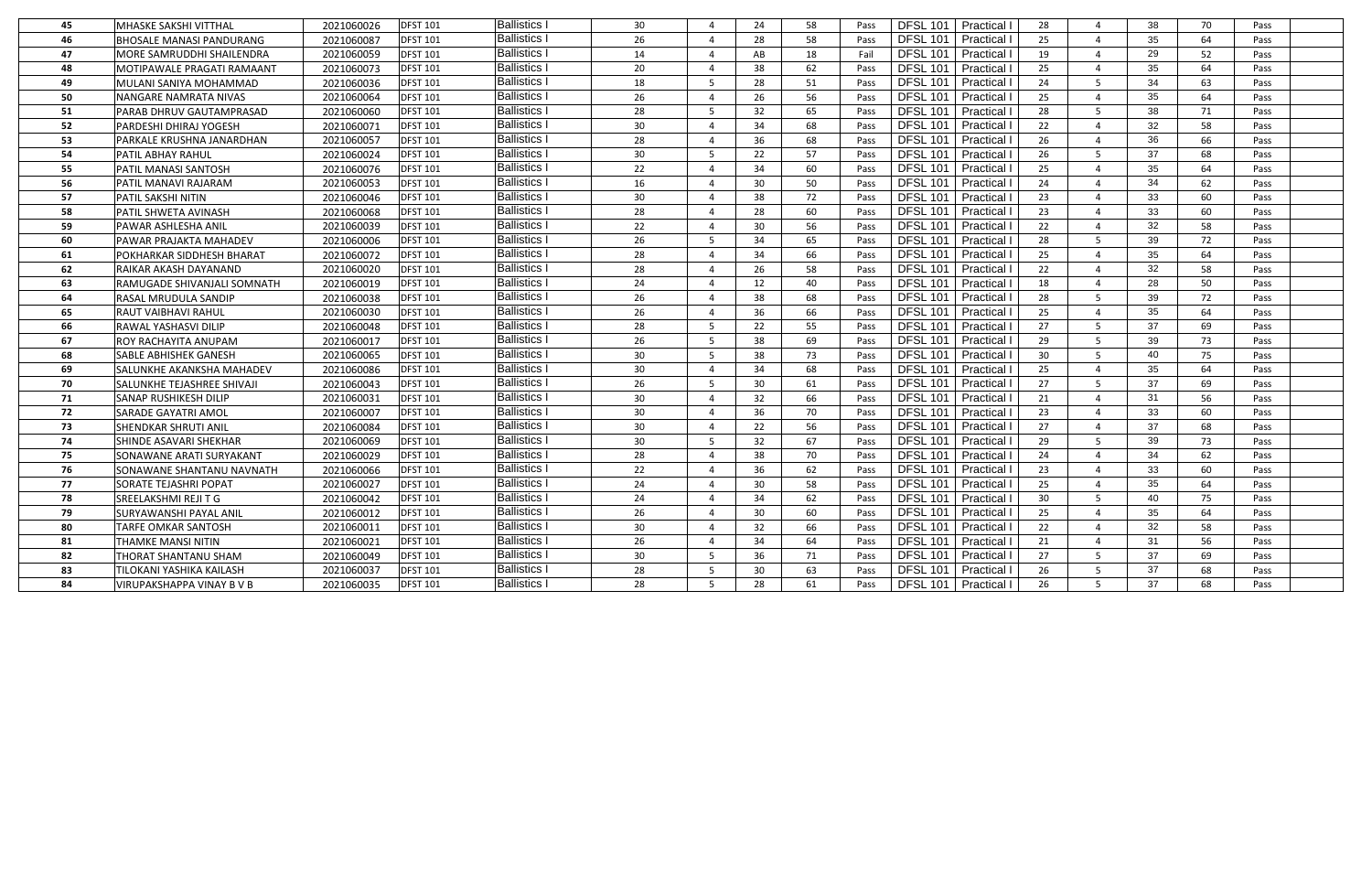| | | | | | | | | | | | | | | | | | | |
|---|---|---|---|---|---|---|---|---|---|---|---|---|---|---|---|---|---|---|
| 45 | MHASKE SAKSHI VITTHAL | 2021060026 | DFST 101 | Ballistics I | 30 | 4 | 24 | 58 | Pass | DFSL 101 | Practical I | 28 | 4 | 38 | 70 | Pass | |
| 46 | BHOSALE MANASI PANDURANG | 2021060087 | DFST 101 | Ballistics I | 26 | 4 | 28 | 58 | Pass | DFSL 101 | Practical I | 25 | 4 | 35 | 64 | Pass | |
| 47 | MORE SAMRUDDHI SHAILENDRA | 2021060059 | DFST 101 | Ballistics I | 14 | 4 | AB | 18 | Fail | DFSL 101 | Practical I | 19 | 4 | 29 | 52 | Pass | |
| 48 | MOTIPAWALE PRAGATI RAMAANT | 2021060073 | DFST 101 | Ballistics I | 20 | 4 | 38 | 62 | Pass | DFSL 101 | Practical I | 25 | 4 | 35 | 64 | Pass | |
| 49 | MULANI SANIYA MOHAMMAD | 2021060036 | DFST 101 | Ballistics I | 18 | 5 | 28 | 51 | Pass | DFSL 101 | Practical I | 24 | 5 | 34 | 63 | Pass | |
| 50 | NANGARE NAMRATA NIVAS | 2021060064 | DFST 101 | Ballistics I | 26 | 4 | 26 | 56 | Pass | DFSL 101 | Practical I | 25 | 4 | 35 | 64 | Pass | |
| 51 | PARAB DHRUV GAUTAMPRASAD | 2021060060 | DFST 101 | Ballistics I | 28 | 5 | 32 | 65 | Pass | DFSL 101 | Practical I | 28 | 5 | 38 | 71 | Pass | |
| 52 | PARDESHI DHIRAJ YOGESH | 2021060071 | DFST 101 | Ballistics I | 30 | 4 | 34 | 68 | Pass | DFSL 101 | Practical I | 22 | 4 | 32 | 58 | Pass | |
| 53 | PARKALE KRUSHNA JANARDHAN | 2021060057 | DFST 101 | Ballistics I | 28 | 4 | 36 | 68 | Pass | DFSL 101 | Practical I | 26 | 4 | 36 | 66 | Pass | |
| 54 | PATIL ABHAY RAHUL | 2021060024 | DFST 101 | Ballistics I | 30 | 5 | 22 | 57 | Pass | DFSL 101 | Practical I | 26 | 5 | 37 | 68 | Pass | |
| 55 | PATIL MANASI SANTOSH | 2021060076 | DFST 101 | Ballistics I | 22 | 4 | 34 | 60 | Pass | DFSL 101 | Practical I | 25 | 4 | 35 | 64 | Pass | |
| 56 | PATIL MANAVI RAJARAM | 2021060053 | DFST 101 | Ballistics I | 16 | 4 | 30 | 50 | Pass | DFSL 101 | Practical I | 24 | 4 | 34 | 62 | Pass | |
| 57 | PATIL SAKSHI NITIN | 2021060046 | DFST 101 | Ballistics I | 30 | 4 | 38 | 72 | Pass | DFSL 101 | Practical I | 23 | 4 | 33 | 60 | Pass | |
| 58 | PATIL SHWETA AVINASH | 2021060068 | DFST 101 | Ballistics I | 28 | 4 | 28 | 60 | Pass | DFSL 101 | Practical I | 23 | 4 | 33 | 60 | Pass | |
| 59 | PAWAR ASHLESHA ANIL | 2021060039 | DFST 101 | Ballistics I | 22 | 4 | 30 | 56 | Pass | DFSL 101 | Practical I | 22 | 4 | 32 | 58 | Pass | |
| 60 | PAWAR PRAJAKTA MAHADEV | 2021060006 | DFST 101 | Ballistics I | 26 | 5 | 34 | 65 | Pass | DFSL 101 | Practical I | 28 | 5 | 39 | 72 | Pass | |
| 61 | POKHARKAR SIDDHESH BHARAT | 2021060072 | DFST 101 | Ballistics I | 28 | 4 | 34 | 66 | Pass | DFSL 101 | Practical I | 25 | 4 | 35 | 64 | Pass | |
| 62 | RAIKAR AKASH DAYANAND | 2021060020 | DFST 101 | Ballistics I | 28 | 4 | 26 | 58 | Pass | DFSL 101 | Practical I | 22 | 4 | 32 | 58 | Pass | |
| 63 | RAMUGADE SHIVANJALI SOMNATH | 2021060019 | DFST 101 | Ballistics I | 24 | 4 | 12 | 40 | Pass | DFSL 101 | Practical I | 18 | 4 | 28 | 50 | Pass | |
| 64 | RASAL MRUDULA SANDIP | 2021060038 | DFST 101 | Ballistics I | 26 | 4 | 38 | 68 | Pass | DFSL 101 | Practical I | 28 | 5 | 39 | 72 | Pass | |
| 65 | RAUT VAIBHAVI RAHUL | 2021060030 | DFST 101 | Ballistics I | 26 | 4 | 36 | 66 | Pass | DFSL 101 | Practical I | 25 | 4 | 35 | 64 | Pass | |
| 66 | RAWAL YASHASVI DILIP | 2021060048 | DFST 101 | Ballistics I | 28 | 5 | 22 | 55 | Pass | DFSL 101 | Practical I | 27 | 5 | 37 | 69 | Pass | |
| 67 | ROY RACHAYITA ANUPAM | 2021060017 | DFST 101 | Ballistics I | 26 | 5 | 38 | 69 | Pass | DFSL 101 | Practical I | 29 | 5 | 39 | 73 | Pass | |
| 68 | SABLE ABHISHEK GANESH | 2021060065 | DFST 101 | Ballistics I | 30 | 5 | 38 | 73 | Pass | DFSL 101 | Practical I | 30 | 5 | 40 | 75 | Pass | |
| 69 | SALUNKHE AKANKSHA MAHADEV | 2021060086 | DFST 101 | Ballistics I | 30 | 4 | 34 | 68 | Pass | DFSL 101 | Practical I | 25 | 4 | 35 | 64 | Pass | |
| 70 | SALUNKHE TEJASHREE SHIVAJI | 2021060043 | DFST 101 | Ballistics I | 26 | 5 | 30 | 61 | Pass | DFSL 101 | Practical I | 27 | 5 | 37 | 69 | Pass | |
| 71 | SANAP RUSHIKESH DILIP | 2021060031 | DFST 101 | Ballistics I | 30 | 4 | 32 | 66 | Pass | DFSL 101 | Practical I | 21 | 4 | 31 | 56 | Pass | |
| 72 | SARADE GAYATRI AMOL | 2021060007 | DFST 101 | Ballistics I | 30 | 4 | 36 | 70 | Pass | DFSL 101 | Practical I | 23 | 4 | 33 | 60 | Pass | |
| 73 | SHENDKAR SHRUTI ANIL | 2021060084 | DFST 101 | Ballistics I | 30 | 4 | 22 | 56 | Pass | DFSL 101 | Practical I | 27 | 4 | 37 | 68 | Pass | |
| 74 | SHINDE ASAVARI SHEKHAR | 2021060069 | DFST 101 | Ballistics I | 30 | 5 | 32 | 67 | Pass | DFSL 101 | Practical I | 29 | 5 | 39 | 73 | Pass | |
| 75 | SONAWANE ARATI SURYAKANT | 2021060029 | DFST 101 | Ballistics I | 28 | 4 | 38 | 70 | Pass | DFSL 101 | Practical I | 24 | 4 | 34 | 62 | Pass | |
| 76 | SONAWANE SHANTANU NAVNATH | 2021060066 | DFST 101 | Ballistics I | 22 | 4 | 36 | 62 | Pass | DFSL 101 | Practical I | 23 | 4 | 33 | 60 | Pass | |
| 77 | SORATE TEJASHRI POPAT | 2021060027 | DFST 101 | Ballistics I | 24 | 4 | 30 | 58 | Pass | DFSL 101 | Practical I | 25 | 4 | 35 | 64 | Pass | |
| 78 | SREELAKSHMI REJI T G | 2021060042 | DFST 101 | Ballistics I | 24 | 4 | 34 | 62 | Pass | DFSL 101 | Practical I | 30 | 5 | 40 | 75 | Pass | |
| 79 | SURYAWANSHI PAYAL ANIL | 2021060012 | DFST 101 | Ballistics I | 26 | 4 | 30 | 60 | Pass | DFSL 101 | Practical I | 25 | 4 | 35 | 64 | Pass | |
| 80 | TARFE OMKAR SANTOSH | 2021060011 | DFST 101 | Ballistics I | 30 | 4 | 32 | 66 | Pass | DFSL 101 | Practical I | 22 | 4 | 32 | 58 | Pass | |
| 81 | THAMKE MANSI NITIN | 2021060021 | DFST 101 | Ballistics I | 26 | 4 | 34 | 64 | Pass | DFSL 101 | Practical I | 21 | 4 | 31 | 56 | Pass | |
| 82 | THORAT SHANTANU SHAM | 2021060049 | DFST 101 | Ballistics I | 30 | 5 | 36 | 71 | Pass | DFSL 101 | Practical I | 27 | 5 | 37 | 69 | Pass | |
| 83 | TILOKANI YASHIKA KAILASH | 2021060037 | DFST 101 | Ballistics I | 28 | 5 | 30 | 63 | Pass | DFSL 101 | Practical I | 26 | 5 | 37 | 68 | Pass | |
| 84 | VIRUPAKSHAPPA VINAY B V B | 2021060035 | DFST 101 | Ballistics I | 28 | 5 | 28 | 61 | Pass | DFSL 101 | Practical I | 26 | 5 | 37 | 68 | Pass | |